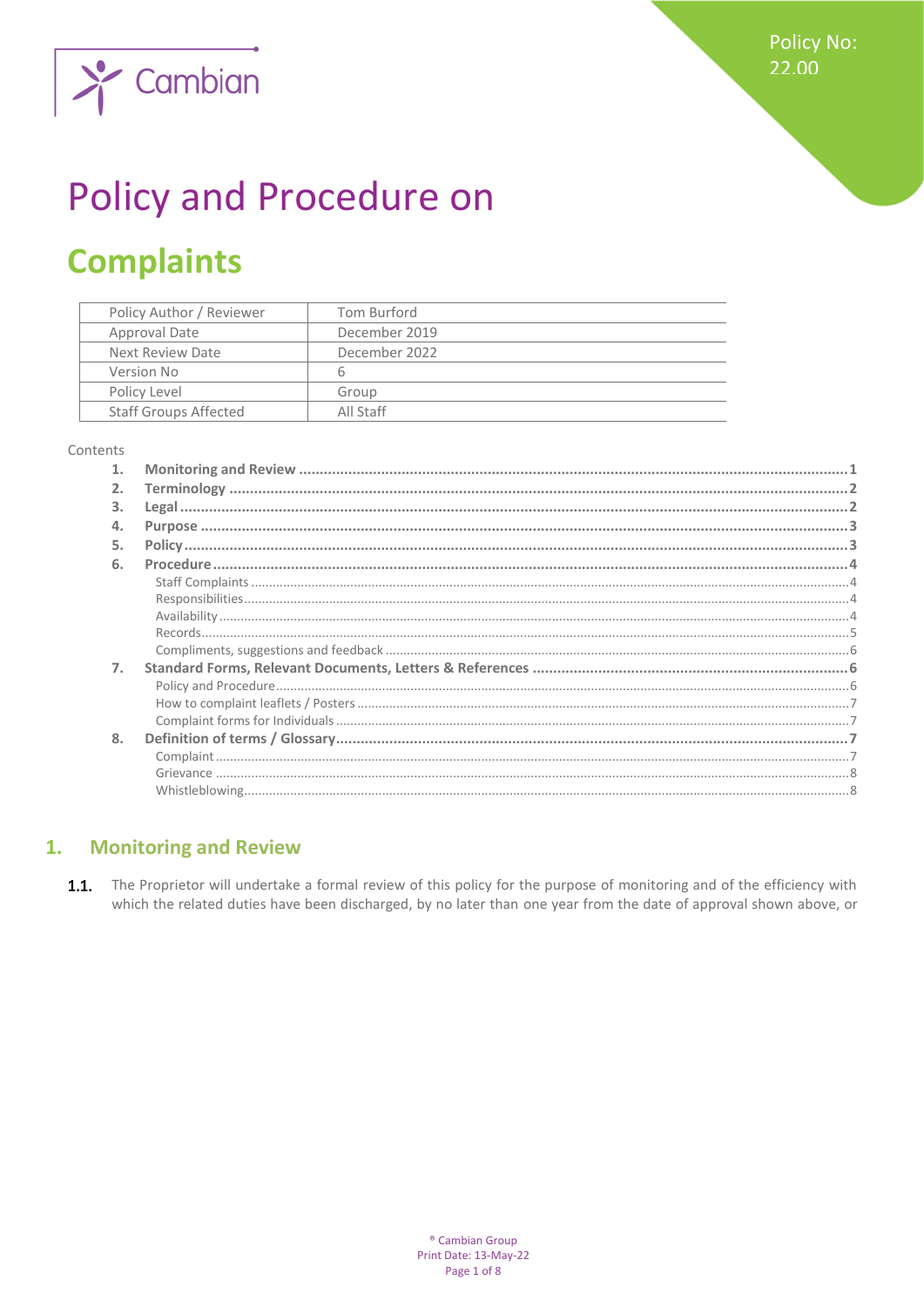Cambian

Policy No: 22.00

# Policy and Procedure on

# Complaints

| | |
|---|---|
| Policy Author / Reviewer | Tom Burford |
| Approval Date | December 2019 |
| Next Review Date | December 2022 |
| Version No | 6 |
| Policy Level | Group |
| Staff Groups Affected | All Staff |

Contents

1. **Monitoring and Review** ..... 1
2. **Terminology** ..... 2
3. **Legal** ..... 2
4. **Purpose** ..... 3
5. **Policy** ..... 3
6. **Procedure** ..... 4
   - Staff Complaints ..... 4
   - Responsibilities ..... 4
   - Availability ..... 4
   - Records ..... 5
   - Compliments, suggestions and feedback ..... 6
7. **Standard Forms, Relevant Documents, Letters & References** ..... 6
   - Policy and Procedure ..... 6
   - How to complaint leaflets / Posters ..... 7
   - Complaint forms for Individuals ..... 7
8. **Definition of terms / Glossary** ..... 7
   - Complaint ..... 7
   - Grievance ..... 8
   - Whistleblowing ..... 8

## 1. Monitoring and Review

**1.1.** The Proprietor will undertake a formal review of this policy for the purpose of monitoring and of the efficiency with which the related duties have been discharged, by no later than one year from the date of approval shown above, or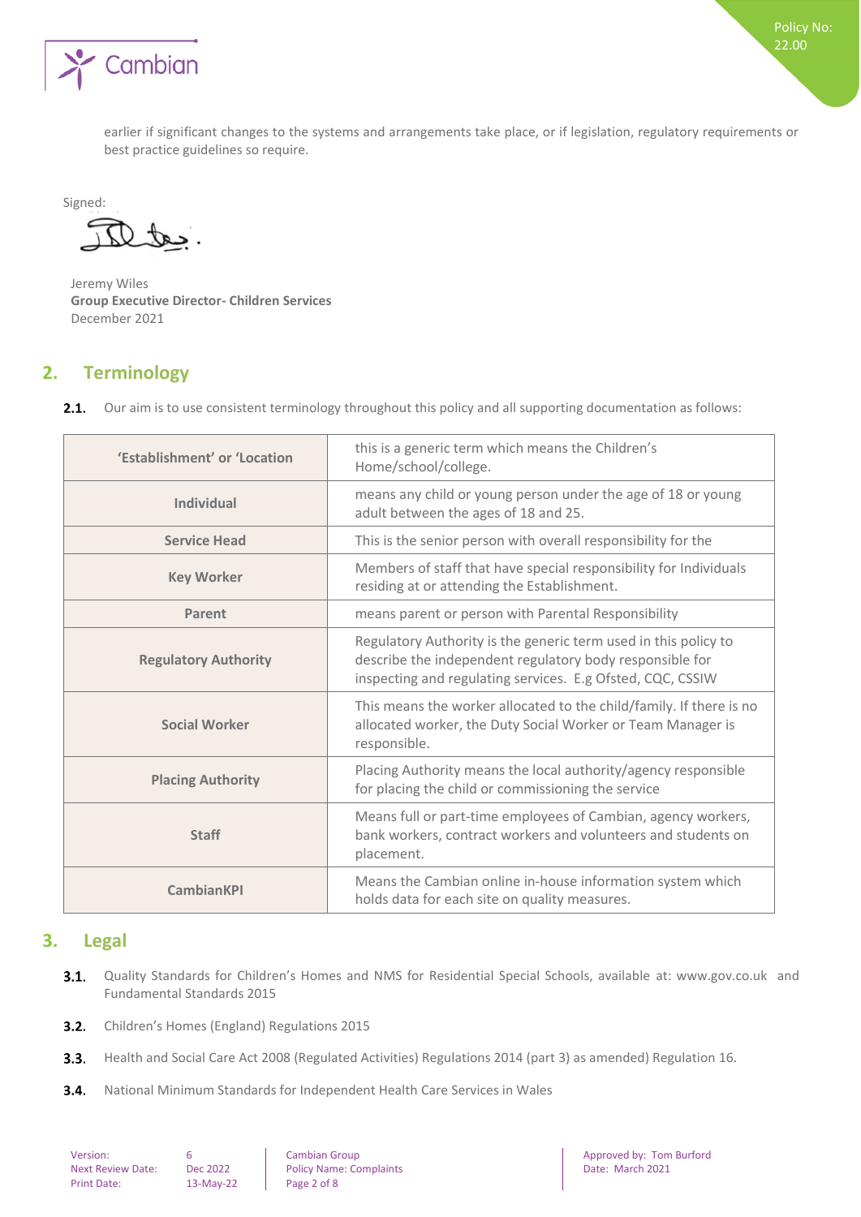earlier if significant changes to the systems and arrangements take place, or if legislation, regulatory requirements or best practice guidelines so require.

Signed:

Jeremy Wiles
**Group Executive Director- Children Services**
December 2021

## 2. Terminology

**2.1.** Our aim is to use consistent terminology throughout this policy and all supporting documentation as follows:

| | |
|---|---|
| **'Establishment' or 'Location** | this is a generic term which means the Children's Home/school/college. |
| **Individual** | means any child or young person under the age of 18 or young adult between the ages of 18 and 25. |
| **Service Head** | This is the senior person with overall responsibility for the |
| **Key Worker** | Members of staff that have special responsibility for Individuals residing at or attending the Establishment. |
| **Parent** | means parent or person with Parental Responsibility |
| **Regulatory Authority** | Regulatory Authority is the generic term used in this policy to describe the independent regulatory body responsible for inspecting and regulating services. E.g Ofsted, CQC, CSSIW |
| **Social Worker** | This means the worker allocated to the child/family. If there is no allocated worker, the Duty Social Worker or Team Manager is responsible. |
| **Placing Authority** | Placing Authority means the local authority/agency responsible for placing the child or commissioning the service |
| **Staff** | Means full or part-time employees of Cambian, agency workers, bank workers, contract workers and volunteers and students on placement. |
| **CambianKPI** | Means the Cambian online in-house information system which holds data for each site on quality measures. |

## 3. Legal

**3.1.** Quality Standards for Children's Homes and NMS for Residential Special Schools, available at: www.gov.co.uk and Fundamental Standards 2015

**3.2.** Children's Homes (England) Regulations 2015

**3.3.** Health and Social Care Act 2008 (Regulated Activities) Regulations 2014 (part 3) as amended) Regulation 16.

**3.4.** National Minimum Standards for Independent Health Care Services in Wales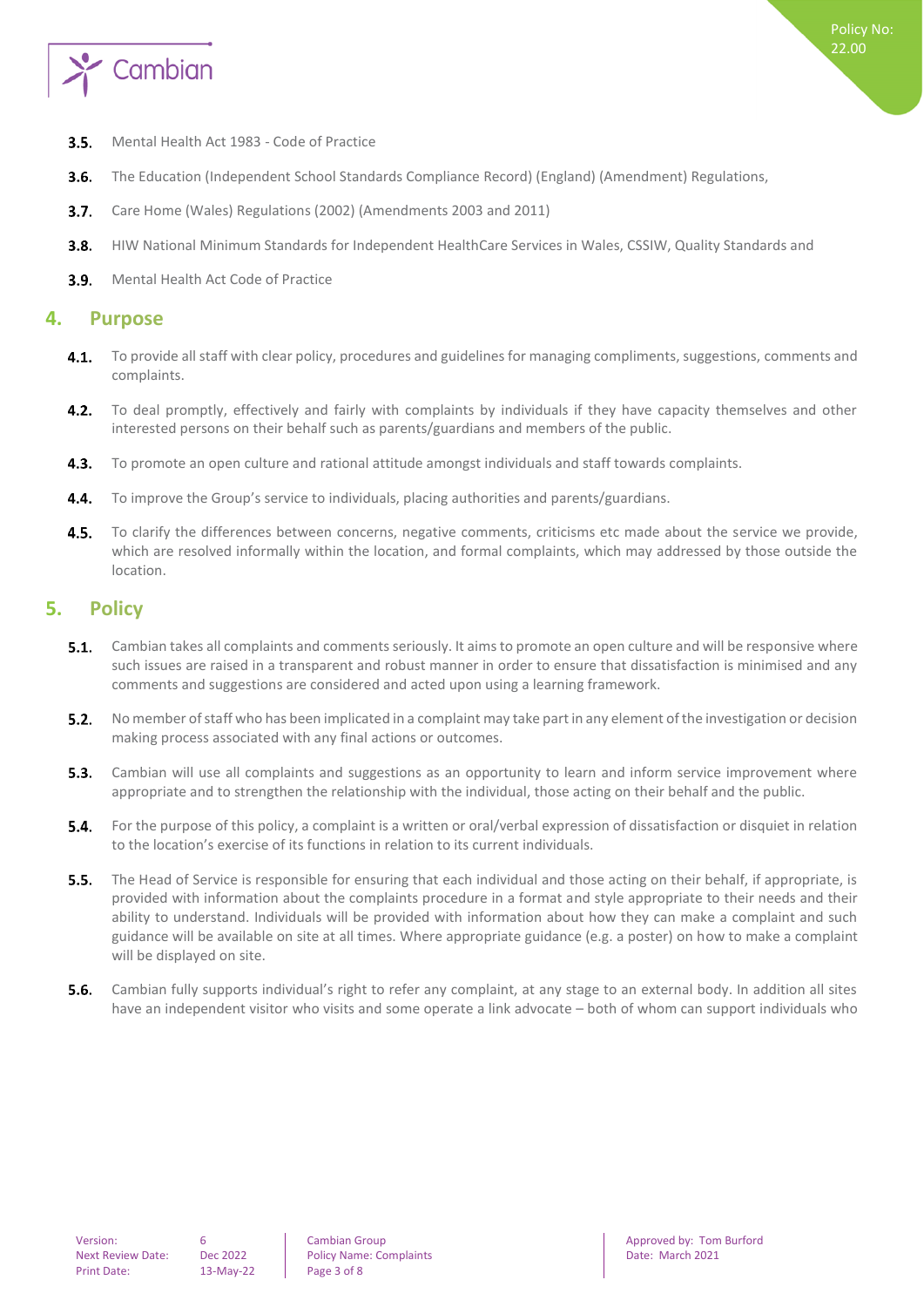3.5. Mental Health Act 1983 - Code of Practice

3.6. The Education (Independent School Standards Compliance Record) (England) (Amendment) Regulations,

3.7. Care Home (Wales) Regulations (2002) (Amendments 2003 and 2011)

3.8. HIW National Minimum Standards for Independent HealthCare Services in Wales, CSSIW, Quality Standards and

3.9. Mental Health Act Code of Practice

## 4. Purpose

4.1. To provide all staff with clear policy, procedures and guidelines for managing compliments, suggestions, comments and complaints.

4.2. To deal promptly, effectively and fairly with complaints by individuals if they have capacity themselves and other interested persons on their behalf such as parents/guardians and members of the public.

4.3. To promote an open culture and rational attitude amongst individuals and staff towards complaints.

4.4. To improve the Group's service to individuals, placing authorities and parents/guardians.

4.5. To clarify the differences between concerns, negative comments, criticisms etc made about the service we provide, which are resolved informally within the location, and formal complaints, which may addressed by those outside the location.

## 5. Policy

5.1. Cambian takes all complaints and comments seriously. It aims to promote an open culture and will be responsive where such issues are raised in a transparent and robust manner in order to ensure that dissatisfaction is minimised and any comments and suggestions are considered and acted upon using a learning framework.

5.2. No member of staff who has been implicated in a complaint may take part in any element of the investigation or decision making process associated with any final actions or outcomes.

5.3. Cambian will use all complaints and suggestions as an opportunity to learn and inform service improvement where appropriate and to strengthen the relationship with the individual, those acting on their behalf and the public.

5.4. For the purpose of this policy, a complaint is a written or oral/verbal expression of dissatisfaction or disquiet in relation to the location's exercise of its functions in relation to its current individuals.

5.5. The Head of Service is responsible for ensuring that each individual and those acting on their behalf, if appropriate, is provided with information about the complaints procedure in a format and style appropriate to their needs and their ability to understand. Individuals will be provided with information about how they can make a complaint and such guidance will be available on site at all times. Where appropriate guidance (e.g. a poster) on how to make a complaint will be displayed on site.

5.6. Cambian fully supports individual's right to refer any complaint, at any stage to an external body. In addition all sites have an independent visitor who visits and some operate a link advocate – both of whom can support individuals who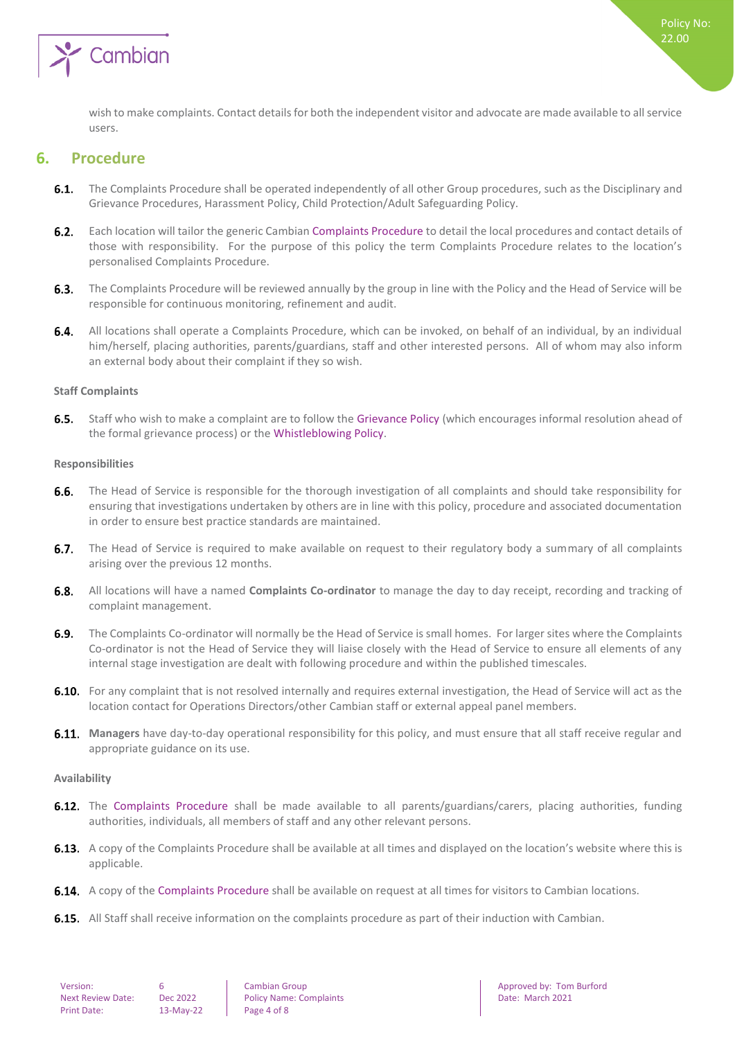wish to make complaints. Contact details for both the independent visitor and advocate are made available to all service users.

## 6. Procedure

**6.1.** The Complaints Procedure shall be operated independently of all other Group procedures, such as the Disciplinary and Grievance Procedures, Harassment Policy, Child Protection/Adult Safeguarding Policy.

**6.2.** Each location will tailor the generic Cambian Complaints Procedure to detail the local procedures and contact details of those with responsibility. For the purpose of this policy the term Complaints Procedure relates to the location's personalised Complaints Procedure.

**6.3.** The Complaints Procedure will be reviewed annually by the group in line with the Policy and the Head of Service will be responsible for continuous monitoring, refinement and audit.

**6.4.** All locations shall operate a Complaints Procedure, which can be invoked, on behalf of an individual, by an individual him/herself, placing authorities, parents/guardians, staff and other interested persons. All of whom may also inform an external body about their complaint if they so wish.

**Staff Complaints**

**6.5.** Staff who wish to make a complaint are to follow the Grievance Policy (which encourages informal resolution ahead of the formal grievance process) or the Whistleblowing Policy.

**Responsibilities**

**6.6.** The Head of Service is responsible for the thorough investigation of all complaints and should take responsibility for ensuring that investigations undertaken by others are in line with this policy, procedure and associated documentation in order to ensure best practice standards are maintained.

**6.7.** The Head of Service is required to make available on request to their regulatory body a summary of all complaints arising over the previous 12 months.

**6.8.** All locations will have a named **Complaints Co-ordinator** to manage the day to day receipt, recording and tracking of complaint management.

**6.9.** The Complaints Co-ordinator will normally be the Head of Service is small homes. For larger sites where the Complaints Co-ordinator is not the Head of Service they will liaise closely with the Head of Service to ensure all elements of any internal stage investigation are dealt with following procedure and within the published timescales.

**6.10.** For any complaint that is not resolved internally and requires external investigation, the Head of Service will act as the location contact for Operations Directors/other Cambian staff or external appeal panel members.

**6.11.** **Managers** have day-to-day operational responsibility for this policy, and must ensure that all staff receive regular and appropriate guidance on its use.

**Availability**

**6.12.** The Complaints Procedure shall be made available to all parents/guardians/carers, placing authorities, funding authorities, individuals, all members of staff and any other relevant persons.

**6.13.** A copy of the Complaints Procedure shall be available at all times and displayed on the location's website where this is applicable.

**6.14.** A copy of the Complaints Procedure shall be available on request at all times for visitors to Cambian locations.

**6.15.** All Staff shall receive information on the complaints procedure as part of their induction with Cambian.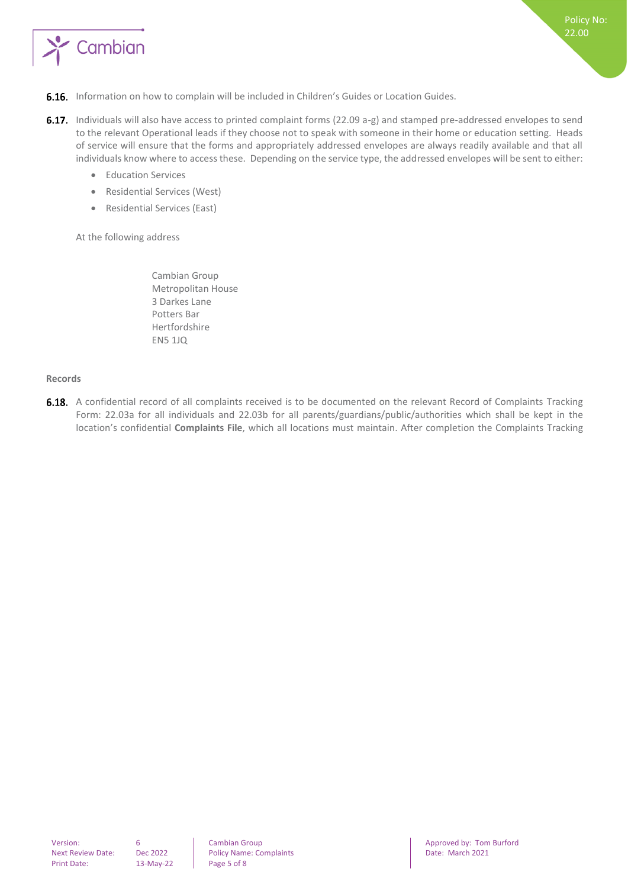**6.16.** Information on how to complain will be included in Children's Guides or Location Guides.

**6.17.** Individuals will also have access to printed complaint forms (22.09 a-g) and stamped pre-addressed envelopes to send to the relevant Operational leads if they choose not to speak with someone in their home or education setting. Heads of service will ensure that the forms and appropriately addressed envelopes are always readily available and that all individuals know where to access these. Depending on the service type, the addressed envelopes will be sent to either:

- Education Services
- Residential Services (West)
- Residential Services (East)

At the following address

Cambian Group  
Metropolitan House  
3 Darkes Lane  
Potters Bar  
Hertfordshire  
EN5 1JQ

**Records**

**6.18.** A confidential record of all complaints received is to be documented on the relevant Record of Complaints Tracking Form: 22.03a for all individuals and 22.03b for all parents/guardians/public/authorities which shall be kept in the location's confidential **Complaints File**, which all locations must maintain. After completion the Complaints Tracking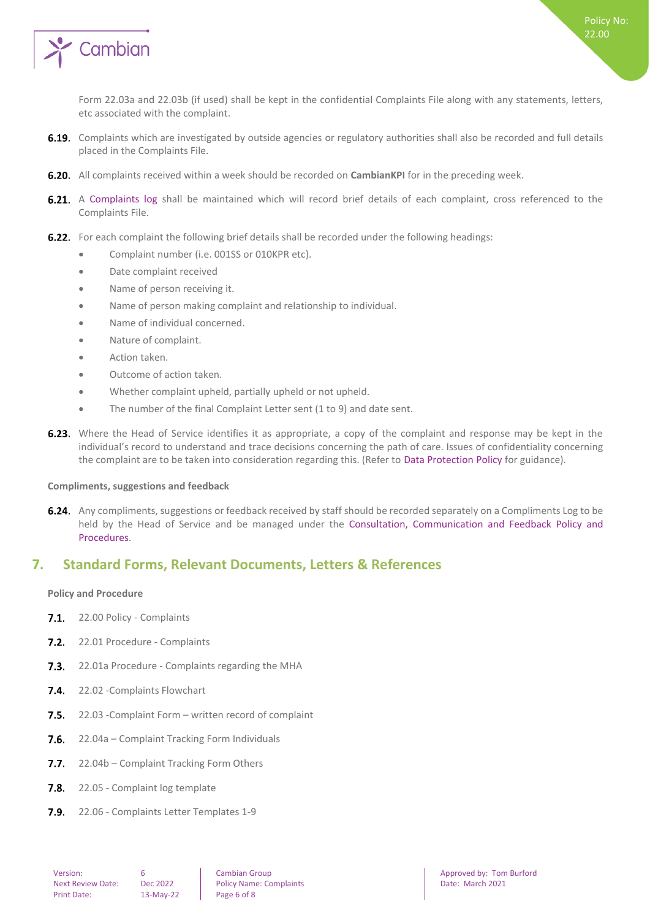Form 22.03a and 22.03b (if used) shall be kept in the confidential Complaints File along with any statements, letters, etc associated with the complaint.

**6.19.** Complaints which are investigated by outside agencies or regulatory authorities shall also be recorded and full details placed in the Complaints File.

**6.20.** All complaints received within a week should be recorded on **CambianKPI** for in the preceding week.

**6.21.** A Complaints log shall be maintained which will record brief details of each complaint, cross referenced to the Complaints File.

**6.22.** For each complaint the following brief details shall be recorded under the following headings:

- Complaint number (i.e. 001SS or 010KPR etc).
- Date complaint received
- Name of person receiving it.
- Name of person making complaint and relationship to individual.
- Name of individual concerned.
- Nature of complaint.
- Action taken.
- Outcome of action taken.
- Whether complaint upheld, partially upheld or not upheld.
- The number of the final Complaint Letter sent (1 to 9) and date sent.

**6.23.** Where the Head of Service identifies it as appropriate, a copy of the complaint and response may be kept in the individual's record to understand and trace decisions concerning the path of care. Issues of confidentiality concerning the complaint are to be taken into consideration regarding this. (Refer to Data Protection Policy for guidance).

**Compliments, suggestions and feedback**

**6.24.** Any compliments, suggestions or feedback received by staff should be recorded separately on a Compliments Log to be held by the Head of Service and be managed under the Consultation, Communication and Feedback Policy and Procedures.

## 7. Standard Forms, Relevant Documents, Letters & References

**Policy and Procedure**

**7.1.** 22.00 Policy - Complaints

**7.2.** 22.01 Procedure - Complaints

**7.3.** 22.01a Procedure - Complaints regarding the MHA

**7.4.** 22.02 -Complaints Flowchart

**7.5.** 22.03 -Complaint Form – written record of complaint

**7.6.** 22.04a – Complaint Tracking Form Individuals

**7.7.** 22.04b – Complaint Tracking Form Others

**7.8.** 22.05 - Complaint log template

**7.9.** 22.06 - Complaints Letter Templates 1-9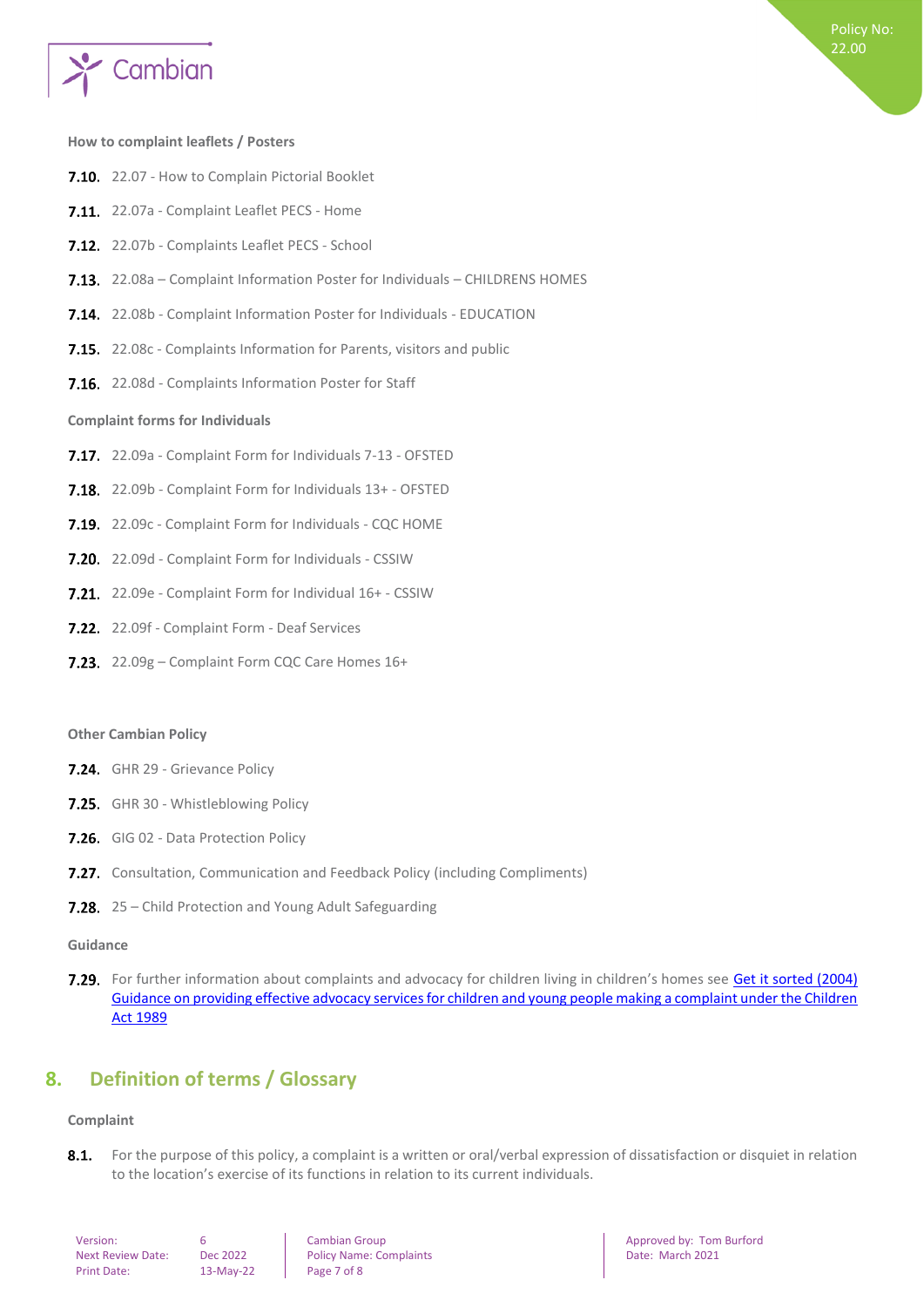**How to complaint leaflets / Posters**

**7.10.** 22.07 - How to Complain Pictorial Booklet

**7.11.** 22.07a - Complaint Leaflet PECS - Home

**7.12.** 22.07b - Complaints Leaflet PECS - School

**7.13.** 22.08a – Complaint Information Poster for Individuals – CHILDRENS HOMES

**7.14.** 22.08b - Complaint Information Poster for Individuals - EDUCATION

**7.15.** 22.08c - Complaints Information for Parents, visitors and public

**7.16.** 22.08d - Complaints Information Poster for Staff

**Complaint forms for Individuals**

**7.17.** 22.09a - Complaint Form for Individuals 7-13 - OFSTED

**7.18.** 22.09b - Complaint Form for Individuals 13+ - OFSTED

**7.19.** 22.09c - Complaint Form for Individuals - CQC HOME

**7.20.** 22.09d - Complaint Form for Individuals - CSSIW

**7.21.** 22.09e - Complaint Form for Individual 16+ - CSSIW

**7.22.** 22.09f - Complaint Form - Deaf Services

**7.23.** 22.09g – Complaint Form CQC Care Homes 16+

**Other Cambian Policy**

**7.24.** GHR 29 - Grievance Policy

**7.25.** GHR 30 - Whistleblowing Policy

**7.26.** GIG 02 - Data Protection Policy

**7.27.** Consultation, Communication and Feedback Policy (including Compliments)

**7.28.** 25 – Child Protection and Young Adult Safeguarding

**Guidance**

**7.29.** For further information about complaints and advocacy for children living in children's homes see Get it sorted (2004) Guidance on providing effective advocacy services for children and young people making a complaint under the Children Act 1989

## 8. Definition of terms / Glossary

**Complaint**

**8.1.** For the purpose of this policy, a complaint is a written or oral/verbal expression of dissatisfaction or disquiet in relation to the location's exercise of its functions in relation to its current individuals.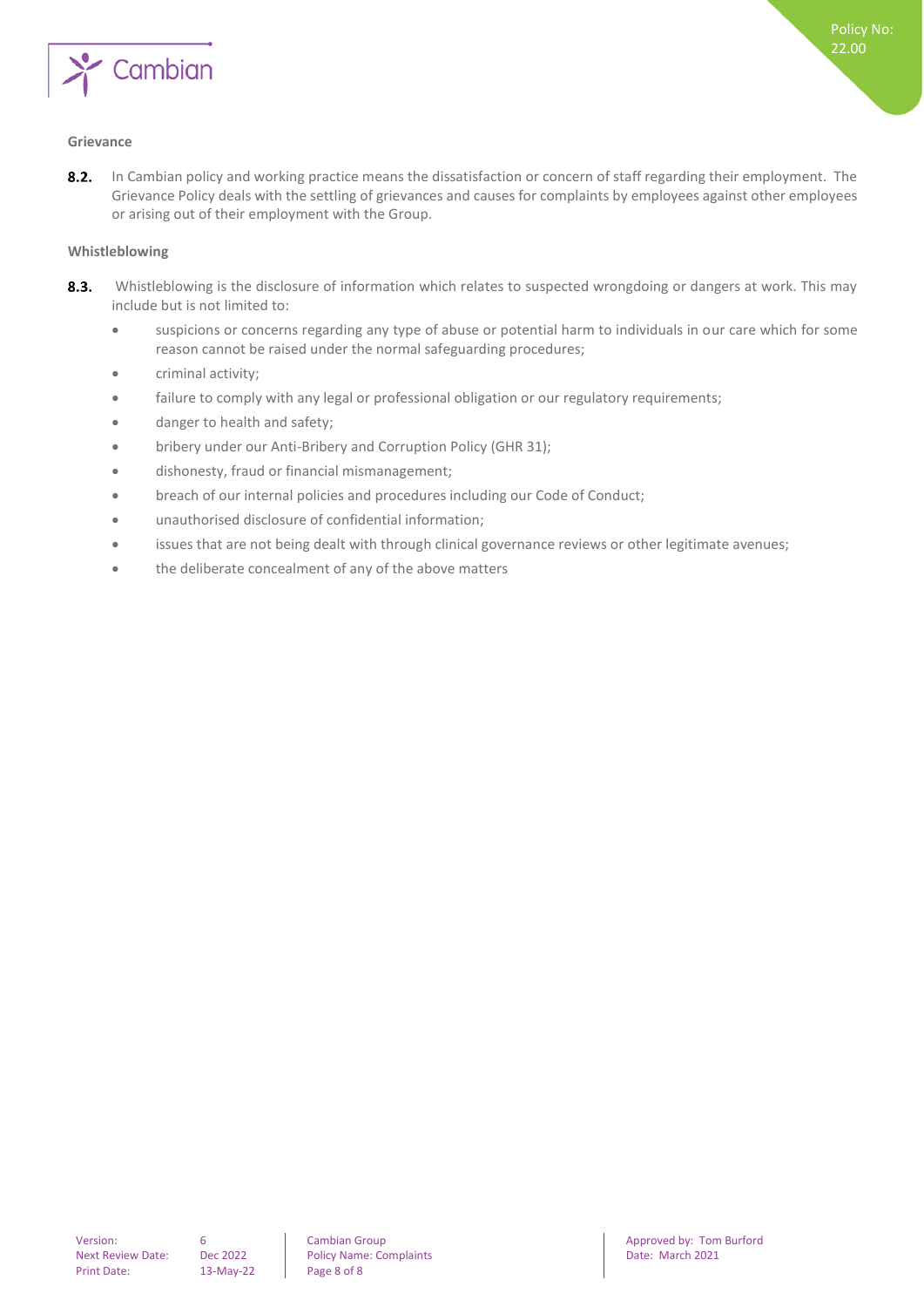### Grievance

**8.2.** In Cambian policy and working practice means the dissatisfaction or concern of staff regarding their employment. The Grievance Policy deals with the settling of grievances and causes for complaints by employees against other employees or arising out of their employment with the Group.

### Whistleblowing

**8.3.** Whistleblowing is the disclosure of information which relates to suspected wrongdoing or dangers at work. This may include but is not limited to:

- suspicions or concerns regarding any type of abuse or potential harm to individuals in our care which for some reason cannot be raised under the normal safeguarding procedures;
- criminal activity;
- failure to comply with any legal or professional obligation or our regulatory requirements;
- danger to health and safety;
- bribery under our Anti-Bribery and Corruption Policy (GHR 31);
- dishonesty, fraud or financial mismanagement;
- breach of our internal policies and procedures including our Code of Conduct;
- unauthorised disclosure of confidential information;
- issues that are not being dealt with through clinical governance reviews or other legitimate avenues;
- the deliberate concealment of any of the above matters